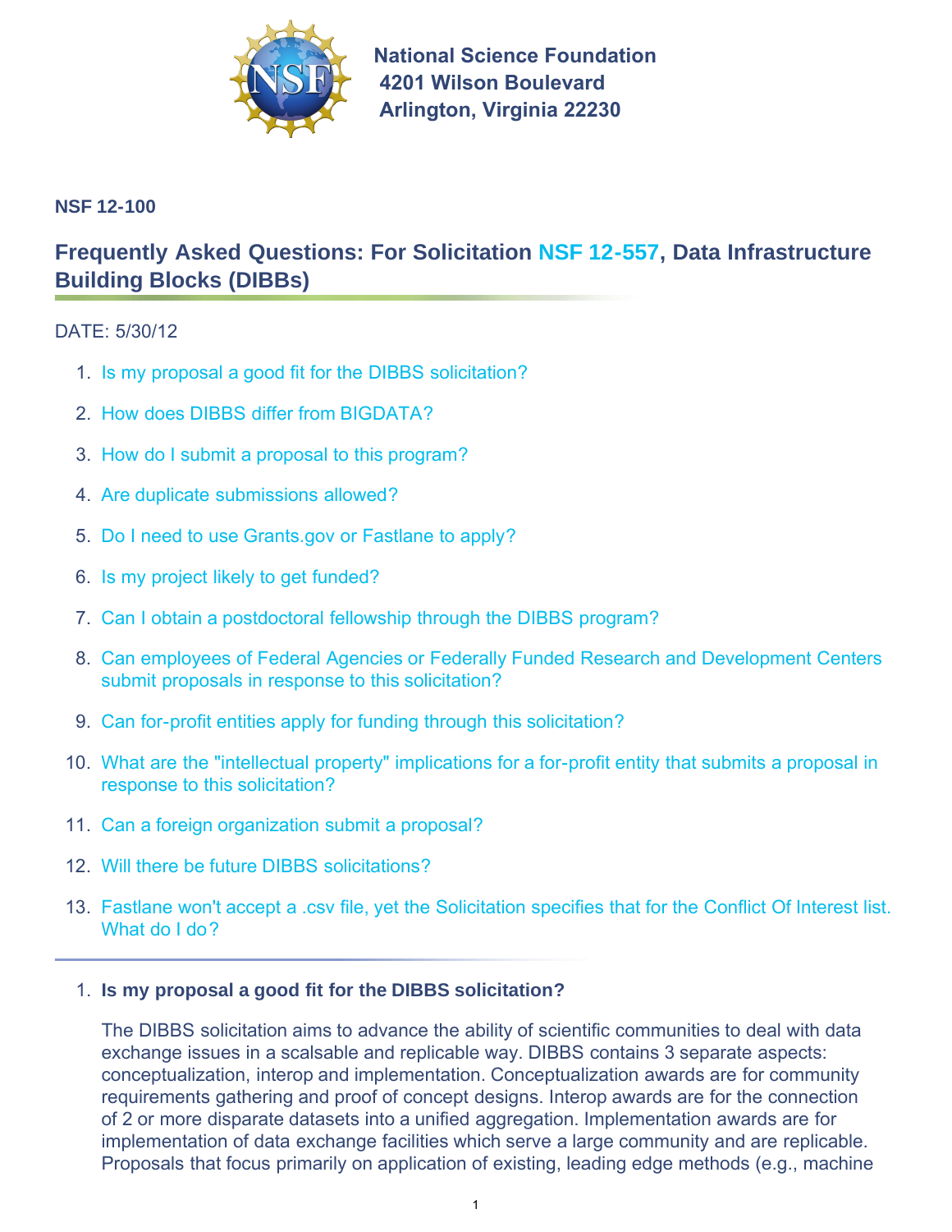**National Science Foundation**
**4201 Wilson Boulevard**
**Arlington, Virginia 22230**

**NSF 12-100**

## Frequently Asked Questions: For Solicitation NSF 12-557, Data Infrastructure Building Blocks (DIBBs)

DATE: 5/30/12

1. Is my proposal a good fit for the DIBBS solicitation?
2. How does DIBBS differ from BIGDATA?
3. How do I submit a proposal to this program?
4. Are duplicate submissions allowed?
5. Do I need to use Grants.gov or Fastlane to apply?
6. Is my project likely to get funded?
7. Can I obtain a postdoctoral fellowship through the DIBBS program?
8. Can employees of Federal Agencies or Federally Funded Research and Development Centers submit proposals in response to this solicitation?
9. Can for-profit entities apply for funding through this solicitation?
10. What are the "intellectual property" implications for a for-profit entity that submits a proposal in response to this solicitation?
11. Can a foreign organization submit a proposal?
12. Will there be future DIBBS solicitations?
13. Fastlane won't accept a .csv file, yet the Solicitation specifies that for the Conflict Of Interest list. What do I do?

---

1. **Is my proposal a good fit for the DIBBS solicitation?**

   The DIBBS solicitation aims to advance the ability of scientific communities to deal with data exchange issues in a scalable and replicable way. DIBBS contains 3 separate aspects: conceptualization, interop and implementation. Conceptualization awards are for community requirements gathering and proof of concept designs. Interop awards are for the connection of 2 or more disparate datasets into a unified aggregation. Implementation awards are for implementation of data exchange facilities which serve a large community and are replicable. Proposals that focus primarily on application of existing, leading edge methods (e.g., machine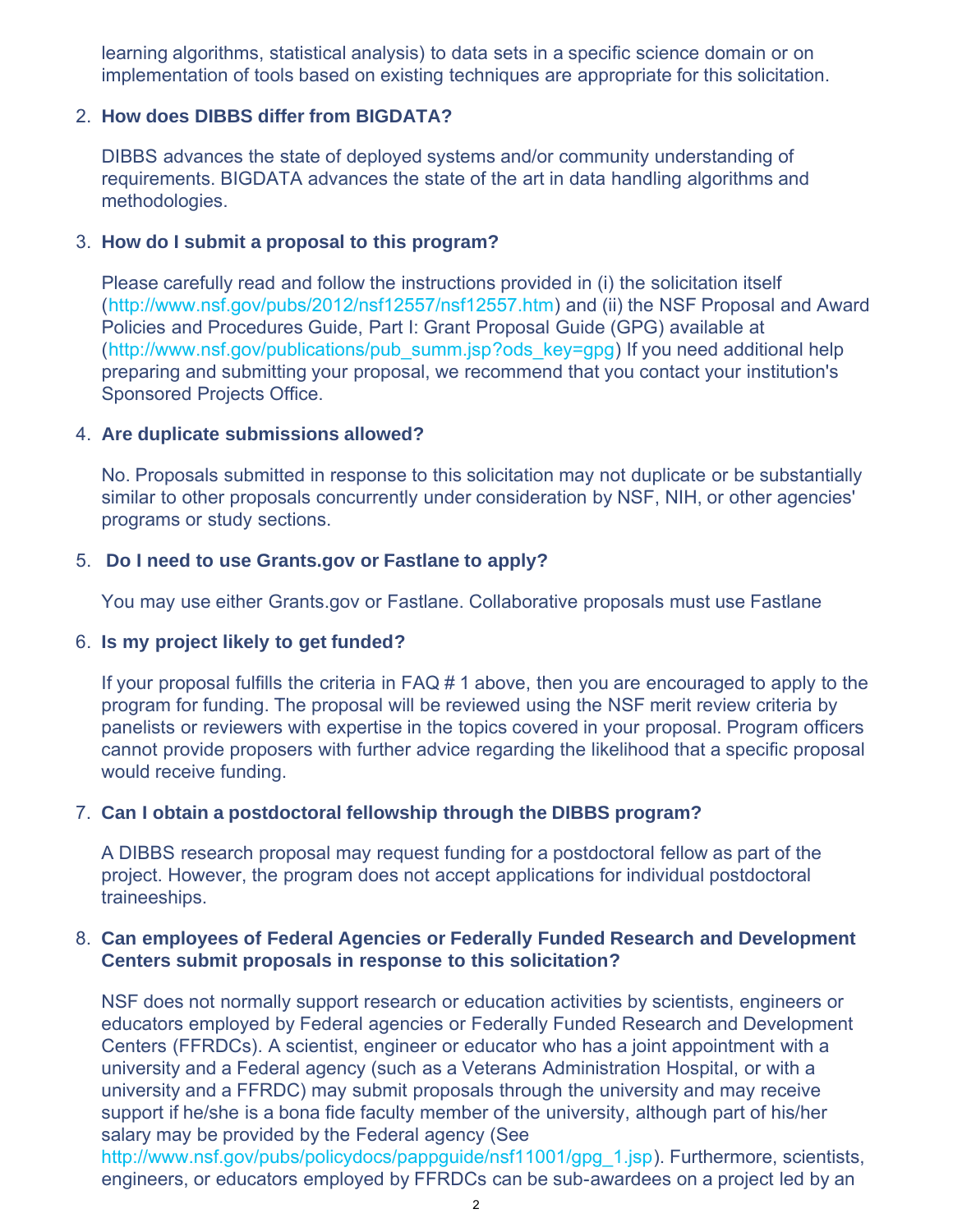learning algorithms, statistical analysis) to data sets in a specific science domain or on implementation of tools based on existing techniques are appropriate for this solicitation.

2. **How does DIBBS differ from BIGDATA?**

   DIBBS advances the state of deployed systems and/or community understanding of requirements. BIGDATA advances the state of the art in data handling algorithms and methodologies.

3. **How do I submit a proposal to this program?**

   Please carefully read and follow the instructions provided in (i) the solicitation itself (http://www.nsf.gov/pubs/2012/nsf12557/nsf12557.htm) and (ii) the NSF Proposal and Award Policies and Procedures Guide, Part I: Grant Proposal Guide (GPG) available at (http://www.nsf.gov/publications/pub_summ.jsp?ods_key=gpg) If you need additional help preparing and submitting your proposal, we recommend that you contact your institution's Sponsored Projects Office.

4. **Are duplicate submissions allowed?**

   No. Proposals submitted in response to this solicitation may not duplicate or be substantially similar to other proposals concurrently under consideration by NSF, NIH, or other agencies' programs or study sections.

5. **Do I need to use Grants.gov or Fastlane to apply?**

   You may use either Grants.gov or Fastlane. Collaborative proposals must use Fastlane

6. **Is my project likely to get funded?**

   If your proposal fulfills the criteria in FAQ # 1 above, then you are encouraged to apply to the program for funding. The proposal will be reviewed using the NSF merit review criteria by panelists or reviewers with expertise in the topics covered in your proposal. Program officers cannot provide proposers with further advice regarding the likelihood that a specific proposal would receive funding.

7. **Can I obtain a postdoctoral fellowship through the DIBBS program?**

   A DIBBS research proposal may request funding for a postdoctoral fellow as part of the project. However, the program does not accept applications for individual postdoctoral traineeships.

8. **Can employees of Federal Agencies or Federally Funded Research and Development Centers submit proposals in response to this solicitation?**

   NSF does not normally support research or education activities by scientists, engineers or educators employed by Federal agencies or Federally Funded Research and Development Centers (FFRDCs). A scientist, engineer or educator who has a joint appointment with a university and a Federal agency (such as a Veterans Administration Hospital, or with a university and a FFRDC) may submit proposals through the university and may receive support if he/she is a bona fide faculty member of the university, although part of his/her salary may be provided by the Federal agency (See http://www.nsf.gov/pubs/policydocs/pappguide/nsf11001/gpg_1.jsp). Furthermore, scientists, engineers, or educators employed by FFRDCs can be sub-awardees on a project led by an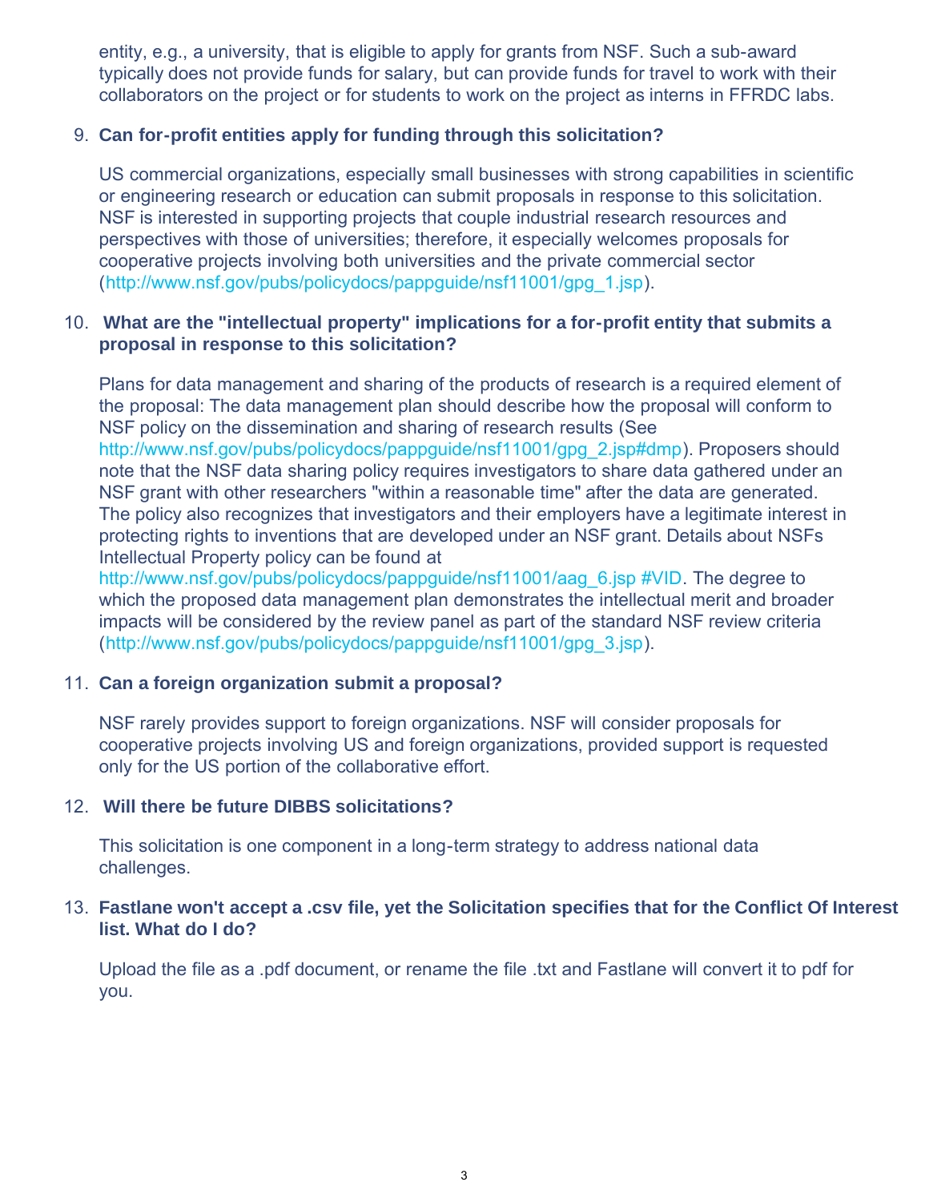entity, e.g., a university, that is eligible to apply for grants from NSF. Such a sub-award typically does not provide funds for salary, but can provide funds for travel to work with their collaborators on the project or for students to work on the project as interns in FFRDC labs.

9. **Can for-profit entities apply for funding through this solicitation?**

   US commercial organizations, especially small businesses with strong capabilities in scientific or engineering research or education can submit proposals in response to this solicitation. NSF is interested in supporting projects that couple industrial research resources and perspectives with those of universities; therefore, it especially welcomes proposals for cooperative projects involving both universities and the private commercial sector (http://www.nsf.gov/pubs/policydocs/pappguide/nsf11001/gpg_1.jsp).

10. **What are the "intellectual property" implications for a for-profit entity that submits a proposal in response to this solicitation?**

    Plans for data management and sharing of the products of research is a required element of the proposal: The data management plan should describe how the proposal will conform to NSF policy on the dissemination and sharing of research results (See http://www.nsf.gov/pubs/policydocs/pappguide/nsf11001/gpg_2.jsp#dmp). Proposers should note that the NSF data sharing policy requires investigators to share data gathered under an NSF grant with other researchers "within a reasonable time" after the data are generated. The policy also recognizes that investigators and their employers have a legitimate interest in protecting rights to inventions that are developed under an NSF grant. Details about NSFs Intellectual Property policy can be found at http://www.nsf.gov/pubs/policydocs/pappguide/nsf11001/aag_6.jsp #VID. The degree to which the proposed data management plan demonstrates the intellectual merit and broader impacts will be considered by the review panel as part of the standard NSF review criteria (http://www.nsf.gov/pubs/policydocs/pappguide/nsf11001/gpg_3.jsp).

11. **Can a foreign organization submit a proposal?**

    NSF rarely provides support to foreign organizations. NSF will consider proposals for cooperative projects involving US and foreign organizations, provided support is requested only for the US portion of the collaborative effort.

12. **Will there be future DIBBS solicitations?**

    This solicitation is one component in a long-term strategy to address national data challenges.

13. **Fastlane won't accept a .csv file, yet the Solicitation specifies that for the Conflict Of Interest list. What do I do?**

    Upload the file as a .pdf document, or rename the file .txt and Fastlane will convert it to pdf for you.